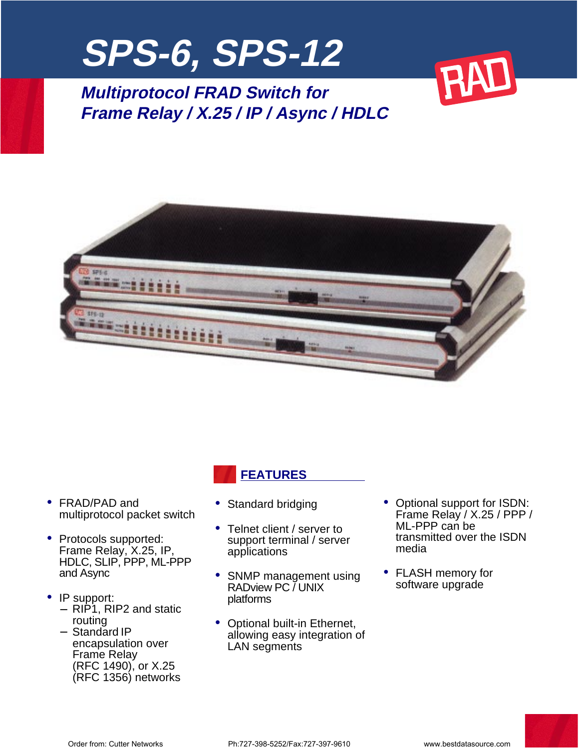# SPS-6, SPS-12

## Multiprotocol FRAD Switch for Frame Relay / X.25 / IP / Async / HDLC

RAD

## FEATURES

- FRAD/PAD and multiprotocol packet switch
- Protocols supported: Frame Relay, X.25, IP, HDLC, SLIP, PPP, ML-PPP and Async
- IP support:
  - RIP1, RIP2 and static routing
  - Standard IP encapsulation over Frame Relay (RFC 1490), or X.25 (RFC 1356) networks
- Standard bridging
- Telnet client / server to support terminal / server applications
- SNMP management using RADview PC / UNIX platforms
- Optional built-in Ethernet, allowing easy integration of LAN segments
- Optional support for ISDN: Frame Relay / X.25 / PPP / ML-PPP can be transmitted over the ISDN media
- FLASH memory for software upgrade

Order from: Cutter Networks Ph:727-398-5252/Fax:727-397-9610 www.bestdatasource.com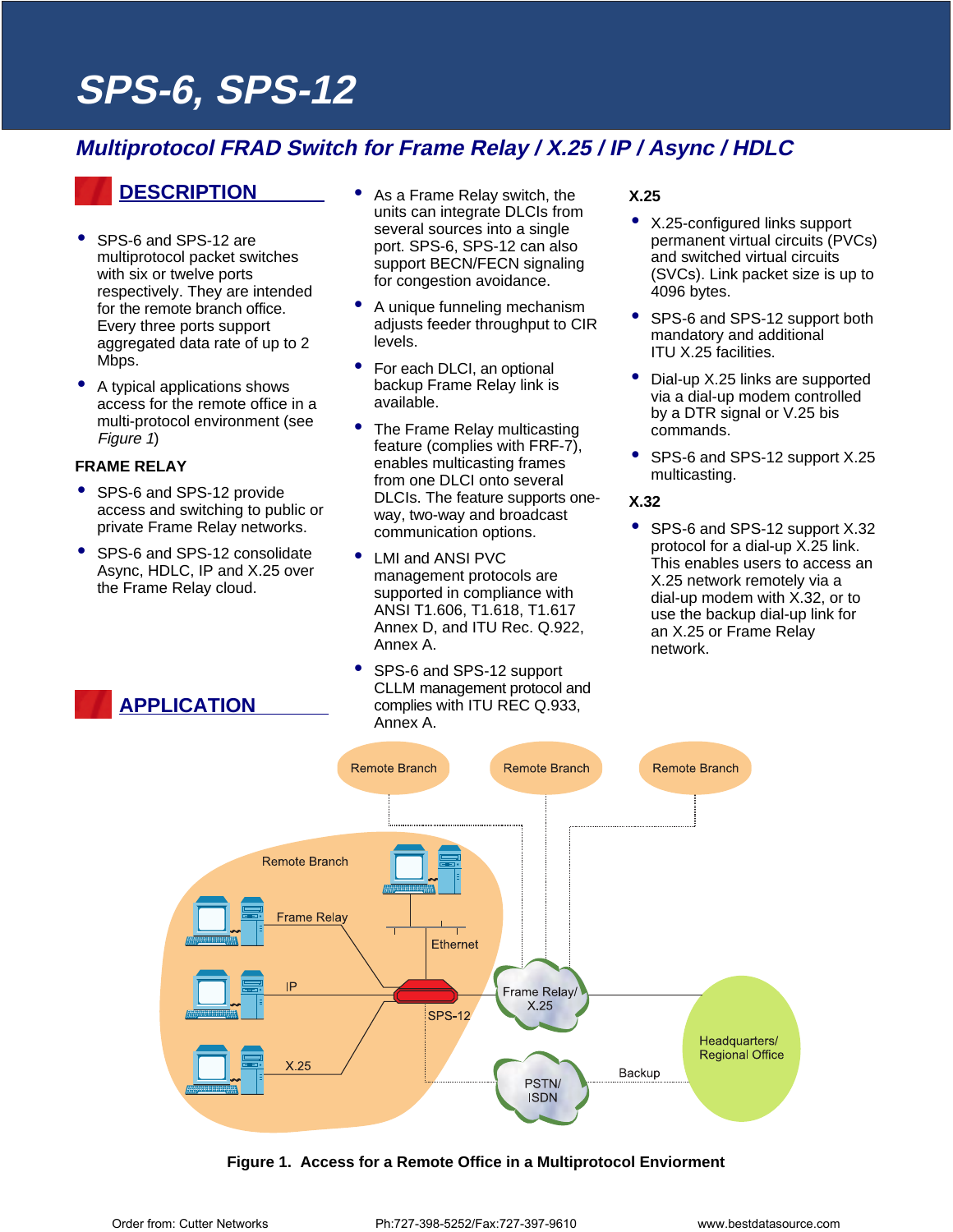# SPS-6, SPS-12

## Multiprotocol FRAD Switch for Frame Relay / X.25 / IP / Async / HDLC

## DESCRIPTION

- SPS-6 and SPS-12 are multiprotocol packet switches with six or twelve ports respectively. They are intended for the remote branch office. Every three ports support aggregated data rate of up to 2 Mbps.
- A typical applications shows access for the remote office in a multi-protocol environment (see *Figure 1*)

### FRAME RELAY

- SPS-6 and SPS-12 provide access and switching to public or private Frame Relay networks.
- SPS-6 and SPS-12 consolidate Async, HDLC, IP and X.25 over the Frame Relay cloud.
- As a Frame Relay switch, the units can integrate DLCIs from several sources into a single port. SPS-6, SPS-12 can also support BECN/FECN signaling for congestion avoidance.
- A unique funneling mechanism adjusts feeder throughput to CIR levels.
- For each DLCI, an optional backup Frame Relay link is available.
- The Frame Relay multicasting feature (complies with FRF-7), enables multicasting frames from one DLCI onto several DLCIs. The feature supports one-way, two-way and broadcast communication options.
- LMI and ANSI PVC management protocols are supported in compliance with ANSI T1.606, T1.618, T1.617 Annex D, and ITU Rec. Q.922, Annex A.
- SPS-6 and SPS-12 support CLLM management protocol and complies with ITU REC Q.933, Annex A.

### X.25

- X.25-configured links support permanent virtual circuits (PVCs) and switched virtual circuits (SVCs). Link packet size is up to 4096 bytes.
- SPS-6 and SPS-12 support both mandatory and additional ITU X.25 facilities.
- Dial-up X.25 links are supported via a dial-up modem controlled by a DTR signal or V.25 bis commands.
- SPS-6 and SPS-12 support X.25 multicasting.

### X.32

- SPS-6 and SPS-12 support X.32 protocol for a dial-up X.25 link. This enables users to access an X.25 network remotely via a dial-up modem with X.32, or to use the backup dial-up link for an X.25 or Frame Relay network.

## APPLICATION

Remote Branch
Remote Branch
Remote Branch
Remote Branch
Frame Relay
Ethernet
IP
SPS-12
X.25
Frame Relay/ X.25
PSTN/ ISDN
Backup
Headquarters/ Regional Office

**Figure 1. Access for a Remote Office in a Multiprotocol Enviorment**

Order from: Cutter Networks    Ph:727-398-5252/Fax:727-397-9610    www.bestdatasource.com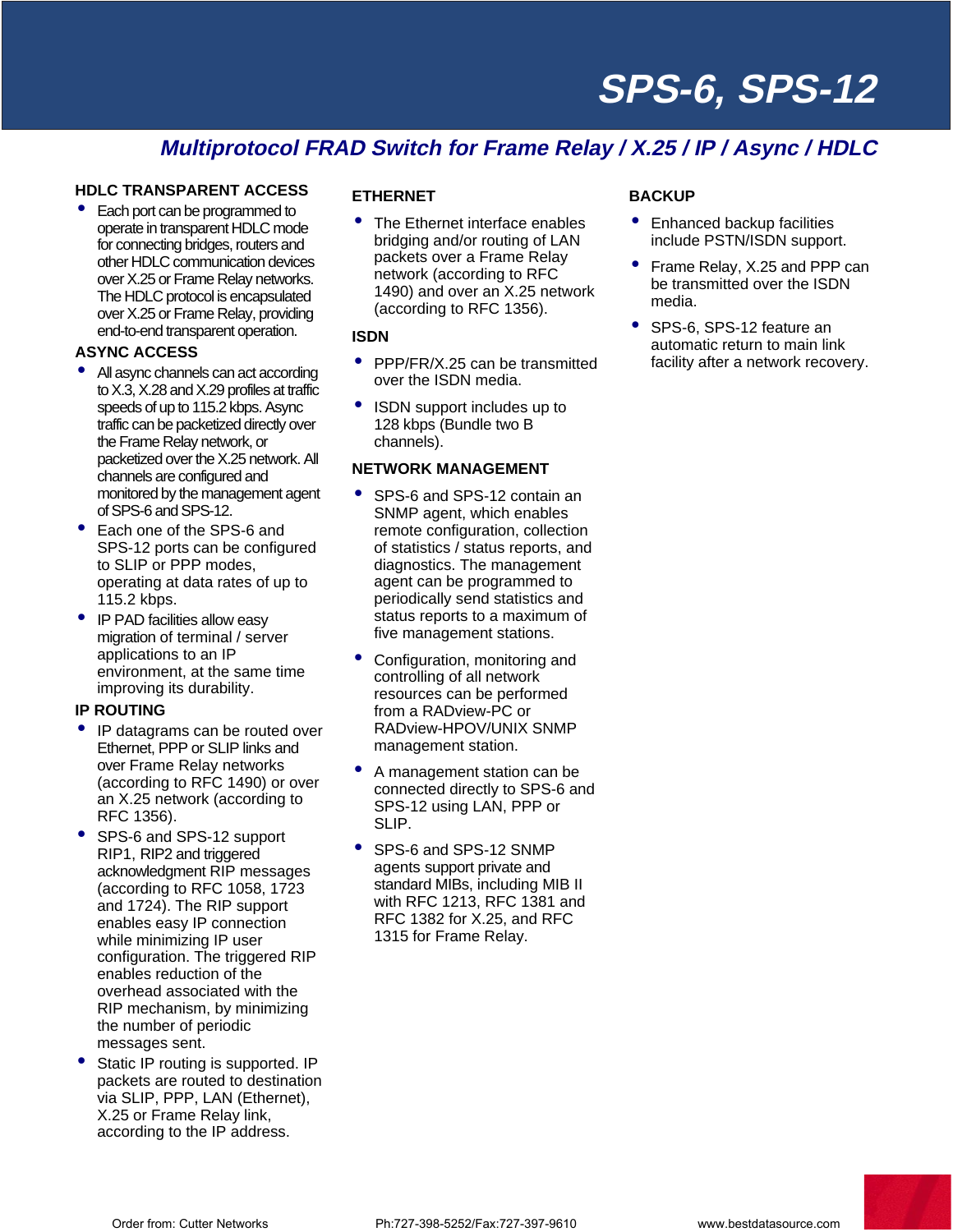# SPS-6, SPS-12

## Multiprotocol FRAD Switch for Frame Relay / X.25 / IP / Async / HDLC

### HDLC TRANSPARENT ACCESS

- Each port can be programmed to operate in transparent HDLC mode for connecting bridges, routers and other HDLC communication devices over X.25 or Frame Relay networks. The HDLC protocol is encapsulated over X.25 or Frame Relay, providing end-to-end transparent operation.

### ASYNC ACCESS

- All async channels can act according to X.3, X.28 and X.29 profiles at traffic speeds of up to 115.2 kbps. Async traffic can be packetized directly over the Frame Relay network, or packetized over the X.25 network. All channels are configured and monitored by the management agent of SPS-6 and SPS-12.
- Each one of the SPS-6 and SPS-12 ports can be configured to SLIP or PPP modes, operating at data rates of up to 115.2 kbps.
- IP PAD facilities allow easy migration of terminal / server applications to an IP environment, at the same time improving its durability.

### IP ROUTING

- IP datagrams can be routed over Ethernet, PPP or SLIP links and over Frame Relay networks (according to RFC 1490) or over an X.25 network (according to RFC 1356).
- SPS-6 and SPS-12 support RIP1, RIP2 and triggered acknowledgment RIP messages (according to RFC 1058, 1723 and 1724). The RIP support enables easy IP connection while minimizing IP user configuration. The triggered RIP enables reduction of the overhead associated with the RIP mechanism, by minimizing the number of periodic messages sent.
- Static IP routing is supported. IP packets are routed to destination via SLIP, PPP, LAN (Ethernet), X.25 or Frame Relay link, according to the IP address.

### ETHERNET

- The Ethernet interface enables bridging and/or routing of LAN packets over a Frame Relay network (according to RFC 1490) and over an X.25 network (according to RFC 1356).

### ISDN

- PPP/FR/X.25 can be transmitted over the ISDN media.
- ISDN support includes up to 128 kbps (Bundle two B channels).

### NETWORK MANAGEMENT

- SPS-6 and SPS-12 contain an SNMP agent, which enables remote configuration, collection of statistics / status reports, and diagnostics. The management agent can be programmed to periodically send statistics and status reports to a maximum of five management stations.
- Configuration, monitoring and controlling of all network resources can be performed from a RADview-PC or RADview-HPOV/UNIX SNMP management station.
- A management station can be connected directly to SPS-6 and SPS-12 using LAN, PPP or SLIP.
- SPS-6 and SPS-12 SNMP agents support private and standard MIBs, including MIB II with RFC 1213, RFC 1381 and RFC 1382 for X.25, and RFC 1315 for Frame Relay.

### BACKUP

- Enhanced backup facilities include PSTN/ISDN support.
- Frame Relay, X.25 and PPP can be transmitted over the ISDN media.
- SPS-6, SPS-12 feature an automatic return to main link facility after a network recovery.

Order from: Cutter Networks Ph:727-398-5252/Fax:727-397-9610 www.bestdatasource.com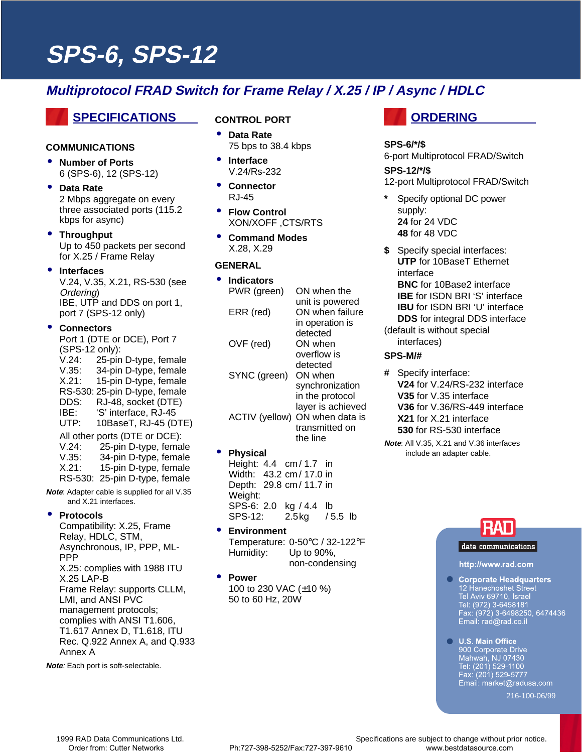# SPS-6, SPS-12

## Multiprotocol FRAD Switch for Frame Relay / X.25 / IP / Async / HDLC

## SPECIFICATIONS

### COMMUNICATIONS

- **Number of Ports**
  6 (SPS-6), 12 (SPS-12)
- **Data Rate**
  2 Mbps aggregate on every three associated ports (115.2 kbps for async)
- **Throughput**
  Up to 450 packets per second for X.25 / Frame Relay
- **Interfaces**
  V.24, V.35, X.21, RS-530 (see *Ordering*)
  IBE, UTP and DDS on port 1, port 7 (SPS-12 only)
- **Connectors**
  Port 1 (DTE or DCE), Port 7 (SPS-12 only):
  V.24: 25-pin D-type, female
  V.35: 34-pin D-type, female
  X.21: 15-pin D-type, female
  RS-530: 25-pin D-type, female
  DDS: RJ-48, socket (DTE)
  IBE: 'S' interface, RJ-45
  UTP: 10BaseT, RJ-45 (DTE)

  All other ports (DTE or DCE):
  V.24: 25-pin D-type, female
  V.35: 34-pin D-type, female
  X.21: 15-pin D-type, female
  RS-530: 25-pin D-type, female

***Note***: Adapter cable is supplied for all V.35 and X.21 interfaces.

- **Protocols**
  Compatibility: X.25, Frame Relay, HDLC, STM, Asynchronous, IP, PPP, ML-PPP
  X.25: complies with 1988 ITU X.25 LAP-B
  Frame Relay: supports CLLM, LMI, and ANSI PVC management protocols; complies with ANSI T1.606, T1.617 Annex D, T1.618, ITU Rec. Q.922 Annex A, and Q.933 Annex A

***Note***: Each port is soft-selectable.

### CONTROL PORT

- **Data Rate**
  75 bps to 38.4 kbps
- **Interface**
  V.24/Rs-232
- **Connector**
  RJ-45
- **Flow Control**
  XON/XOFF ,CTS/RTS
- **Command Modes**
  X.28, X.29

### GENERAL

- **Indicators**

| | |
|---|---|
| PWR (green) | ON when the unit is powered |
| ERR (red) | ON when failure in operation is detected |
| OVF (red) | ON when overflow is detected |
| SYNC (green) | ON when synchronization in the protocol layer is achieved |
| ACTIV (yellow) | ON when data is transmitted on the line |

- **Physical**
  Height: 4.4 cm / 1.7 in
  Width: 43.2 cm / 17.0 in
  Depth: 29.8 cm / 11.7 in
  Weight:
  SPS-6: 2.0 kg / 4.4 lb
  SPS-12: 2.5 kg / 5.5 lb
- **Environment**
  Temperature: 0-50°C / 32-122°F
  Humidity: Up to 90%, non-condensing
- **Power**
  100 to 230 VAC (±10 %)
  50 to 60 Hz, 20W

## ORDERING

**SPS-6/*/$**
6-port Multiprotocol FRAD/Switch

**SPS-12/*/$**
12-port Multiprotocol FRAD/Switch

\* Specify optional DC power supply:
**24** for 24 VDC
**48** for 48 VDC

$ Specify special interfaces:
**UTP** for 10BaseT Ethernet interface
**BNC** for 10Base2 interface
**IBE** for ISDN BRI 'S' interface
**IBU** for ISDN BRI 'U' interface
**DDS** for integral DDS interface
(default is without special interfaces)

**SPS-M/#**

\# Specify interface:
**V24** for V.24/RS-232 interface
**V35** for V.35 interface
**V36** for V.36/RS-449 interface
**X21** for X.21 interface
**530** for RS-530 interface

***Note***: All V.35, X.21 and V.36 interfaces include an adapter cable.

RAD data communications

http://www.rad.com

- **Corporate Headquarters**
  12 Hanechoshet Street
  Tel Aviv 69710, Israel
  Tel: (972) 3-6458181
  Fax: (972) 3-6498250, 6474436
  Email: rad@rad.co.il

- **U.S. Main Office**
  900 Corporate Drive
  Mahwah, NJ 07430
  Tel: (201) 529-1100
  Fax: (201) 529-5777
  Email: market@radusa.com

216-100-06/99

1999 RAD Data Communications Ltd. Specifications are subject to change without prior notice.
Order from: Cutter Networks Ph:727-398-5252/Fax:727-397-9610 www.bestdatasource.com